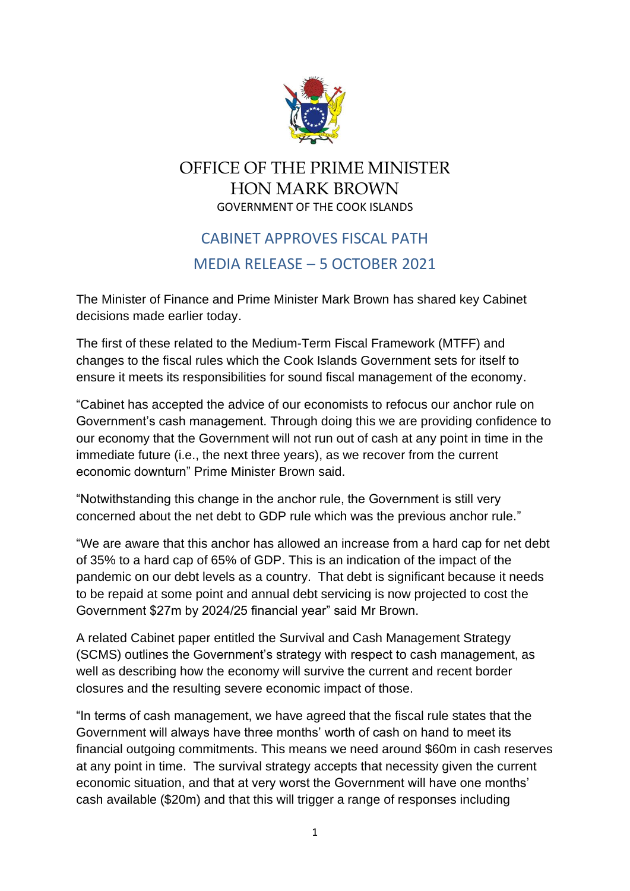# OFFICE OF THE PRIME MINISTER
# HON MARK BROWN
GOVERNMENT OF THE COOK ISLANDS

## CABINET APPROVES FISCAL PATH
## MEDIA RELEASE – 5 OCTOBER 2021

The Minister of Finance and Prime Minister Mark Brown has shared key Cabinet decisions made earlier today.

The first of these related to the Medium-Term Fiscal Framework (MTFF) and changes to the fiscal rules which the Cook Islands Government sets for itself to ensure it meets its responsibilities for sound fiscal management of the economy.

"Cabinet has accepted the advice of our economists to refocus our anchor rule on Government's cash management. Through doing this we are providing confidence to our economy that the Government will not run out of cash at any point in time in the immediate future (i.e., the next three years), as we recover from the current economic downturn" Prime Minister Brown said.

"Notwithstanding this change in the anchor rule, the Government is still very concerned about the net debt to GDP rule which was the previous anchor rule."

"We are aware that this anchor has allowed an increase from a hard cap for net debt of 35% to a hard cap of 65% of GDP. This is an indication of the impact of the pandemic on our debt levels as a country. That debt is significant because it needs to be repaid at some point and annual debt servicing is now projected to cost the Government $27m by 2024/25 financial year" said Mr Brown.

A related Cabinet paper entitled the Survival and Cash Management Strategy (SCMS) outlines the Government's strategy with respect to cash management, as well as describing how the economy will survive the current and recent border closures and the resulting severe economic impact of those.

"In terms of cash management, we have agreed that the fiscal rule states that the Government will always have three months' worth of cash on hand to meet its financial outgoing commitments. This means we need around $60m in cash reserves at any point in time. The survival strategy accepts that necessity given the current economic situation, and that at very worst the Government will have one months' cash available ($20m) and that this will trigger a range of responses including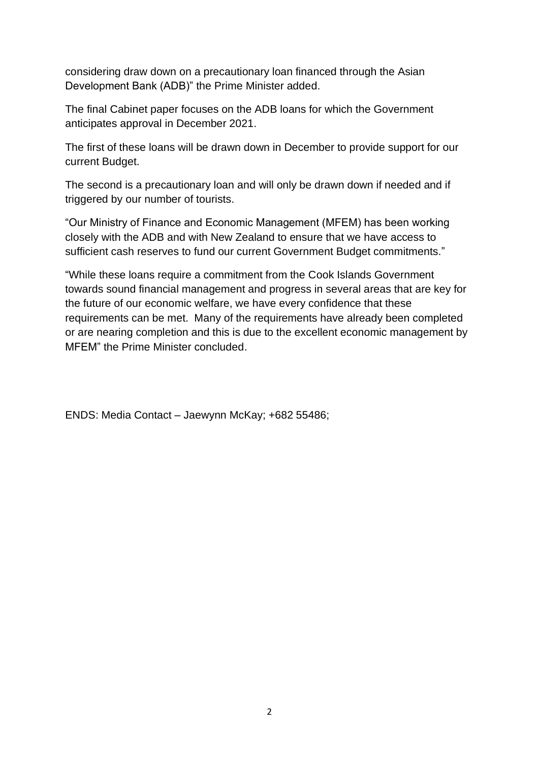considering draw down on a precautionary loan financed through the Asian Development Bank (ADB)" the Prime Minister added.

The final Cabinet paper focuses on the ADB loans for which the Government anticipates approval in December 2021.

The first of these loans will be drawn down in December to provide support for our current Budget.

The second is a precautionary loan and will only be drawn down if needed and if triggered by our number of tourists.

"Our Ministry of Finance and Economic Management (MFEM) has been working closely with the ADB and with New Zealand to ensure that we have access to sufficient cash reserves to fund our current Government Budget commitments."

"While these loans require a commitment from the Cook Islands Government towards sound financial management and progress in several areas that are key for the future of our economic welfare, we have every confidence that these requirements can be met. Many of the requirements have already been completed or are nearing completion and this is due to the excellent economic management by MFEM" the Prime Minister concluded.

ENDS: Media Contact – Jaewynn McKay; +682 55486;